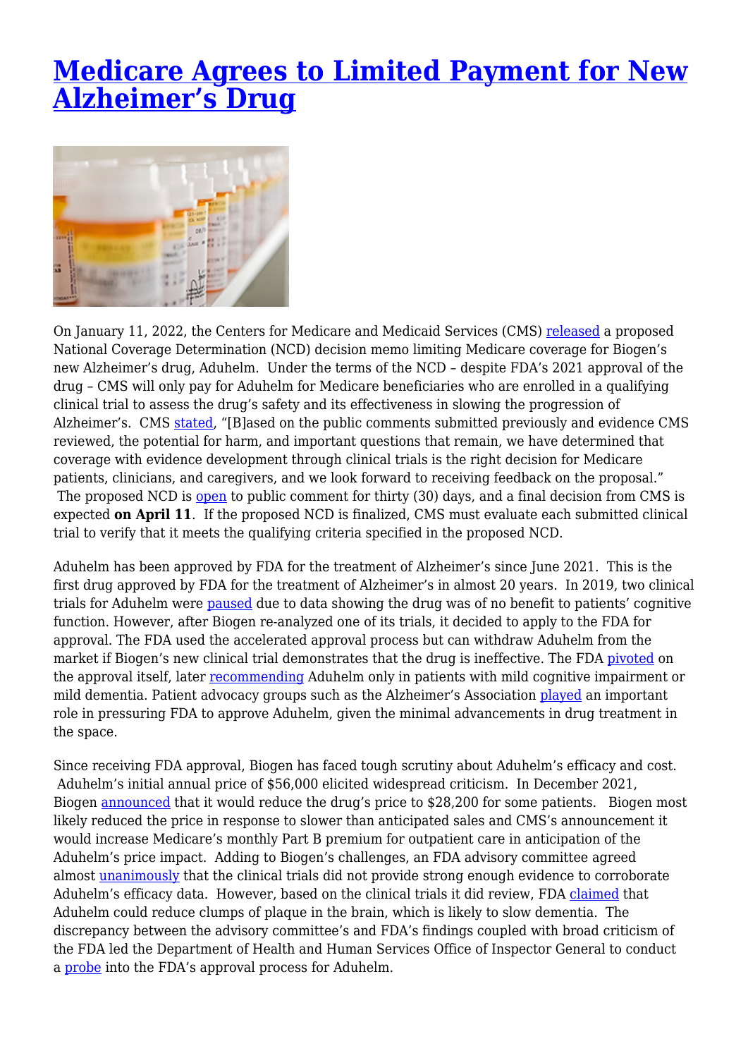# Medicare Agrees to Limited Payment for New Alzheimer's Drug

On January 11, 2022, the Centers for Medicare and Medicaid Services (CMS) released a proposed National Coverage Determination (NCD) decision memo limiting Medicare coverage for Biogen's new Alzheimer's drug, Aduhelm. Under the terms of the NCD – despite FDA's 2021 approval of the drug – CMS will only pay for Aduhelm for Medicare beneficiaries who are enrolled in a qualifying clinical trial to assess the drug's safety and its effectiveness in slowing the progression of Alzheimer's. CMS stated, "[B]ased on the public comments submitted previously and evidence CMS reviewed, the potential for harm, and important questions that remain, we have determined that coverage with evidence development through clinical trials is the right decision for Medicare patients, clinicians, and caregivers, and we look forward to receiving feedback on the proposal." The proposed NCD is open to public comment for thirty (30) days, and a final decision from CMS is expected **on April 11**. If the proposed NCD is finalized, CMS must evaluate each submitted clinical trial to verify that it meets the qualifying criteria specified in the proposed NCD.

Aduhelm has been approved by FDA for the treatment of Alzheimer's since June 2021. This is the first drug approved by FDA for the treatment of Alzheimer's in almost 20 years. In 2019, two clinical trials for Aduhelm were paused due to data showing the drug was of no benefit to patients' cognitive function. However, after Biogen re-analyzed one of its trials, it decided to apply to the FDA for approval. The FDA used the accelerated approval process but can withdraw Aduhelm from the market if Biogen's new clinical trial demonstrates that the drug is ineffective. The FDA pivoted on the approval itself, later recommending Aduhelm only in patients with mild cognitive impairment or mild dementia. Patient advocacy groups such as the Alzheimer's Association played an important role in pressuring FDA to approve Aduhelm, given the minimal advancements in drug treatment in the space.

Since receiving FDA approval, Biogen has faced tough scrutiny about Aduhelm's efficacy and cost. Aduhelm's initial annual price of $56,000 elicited widespread criticism. In December 2021, Biogen announced that it would reduce the drug's price to $28,200 for some patients. Biogen most likely reduced the price in response to slower than anticipated sales and CMS's announcement it would increase Medicare's monthly Part B premium for outpatient care in anticipation of the Aduhelm's price impact. Adding to Biogen's challenges, an FDA advisory committee agreed almost unanimously that the clinical trials did not provide strong enough evidence to corroborate Aduhelm's efficacy data. However, based on the clinical trials it did review, FDA claimed that Aduhelm could reduce clumps of plaque in the brain, which is likely to slow dementia. The discrepancy between the advisory committee's and FDA's findings coupled with broad criticism of the FDA led the Department of Health and Human Services Office of Inspector General to conduct a probe into the FDA's approval process for Aduhelm.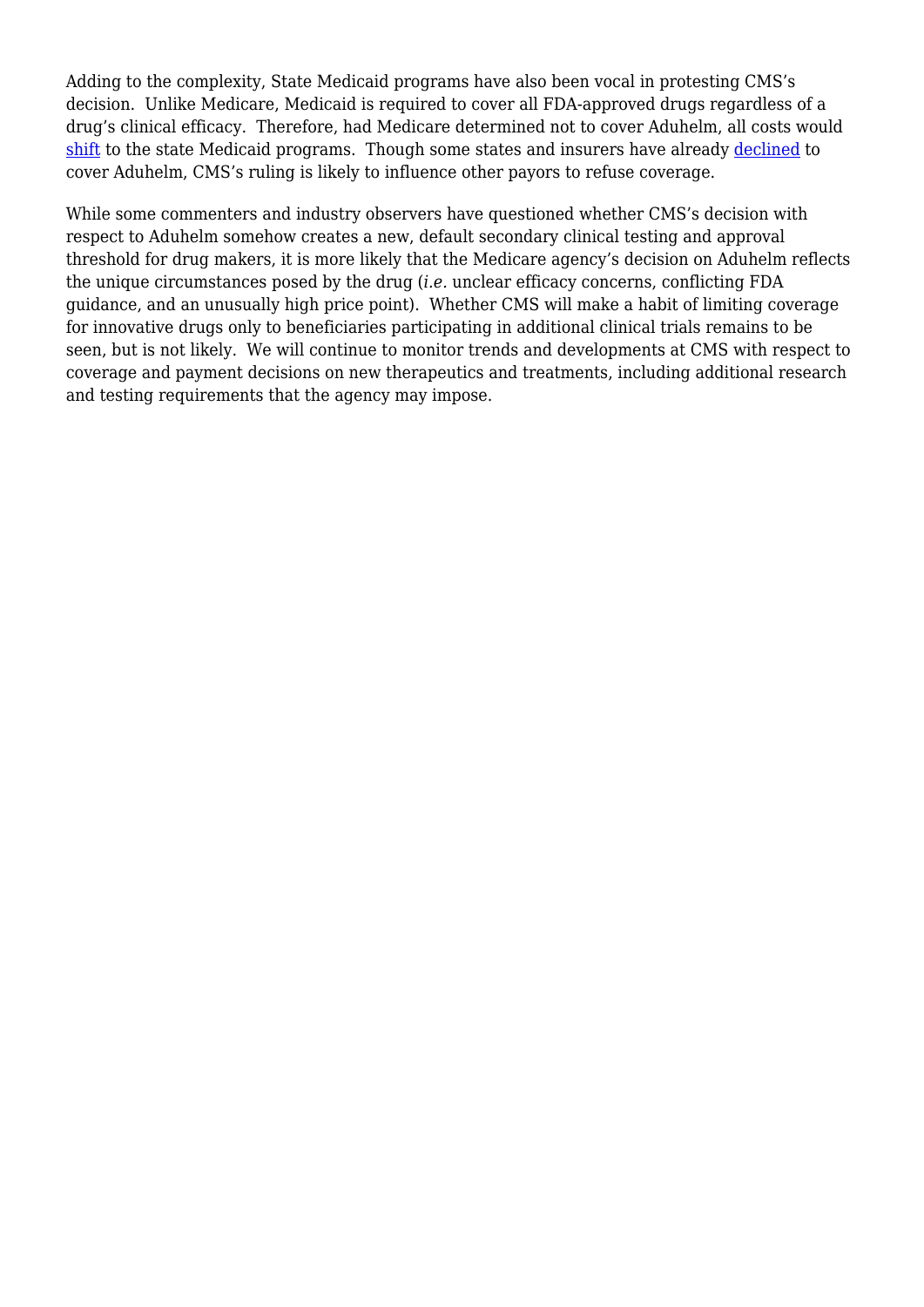Adding to the complexity, State Medicaid programs have also been vocal in protesting CMS's decision. Unlike Medicare, Medicaid is required to cover all FDA-approved drugs regardless of a drug's clinical efficacy. Therefore, had Medicare determined not to cover Aduhelm, all costs would shift to the state Medicaid programs. Though some states and insurers have already declined to cover Aduhelm, CMS's ruling is likely to influence other payors to refuse coverage.

While some commenters and industry observers have questioned whether CMS's decision with respect to Aduhelm somehow creates a new, default secondary clinical testing and approval threshold for drug makers, it is more likely that the Medicare agency's decision on Aduhelm reflects the unique circumstances posed by the drug (*i.e.* unclear efficacy concerns, conflicting FDA guidance, and an unusually high price point). Whether CMS will make a habit of limiting coverage for innovative drugs only to beneficiaries participating in additional clinical trials remains to be seen, but is not likely. We will continue to monitor trends and developments at CMS with respect to coverage and payment decisions on new therapeutics and treatments, including additional research and testing requirements that the agency may impose.